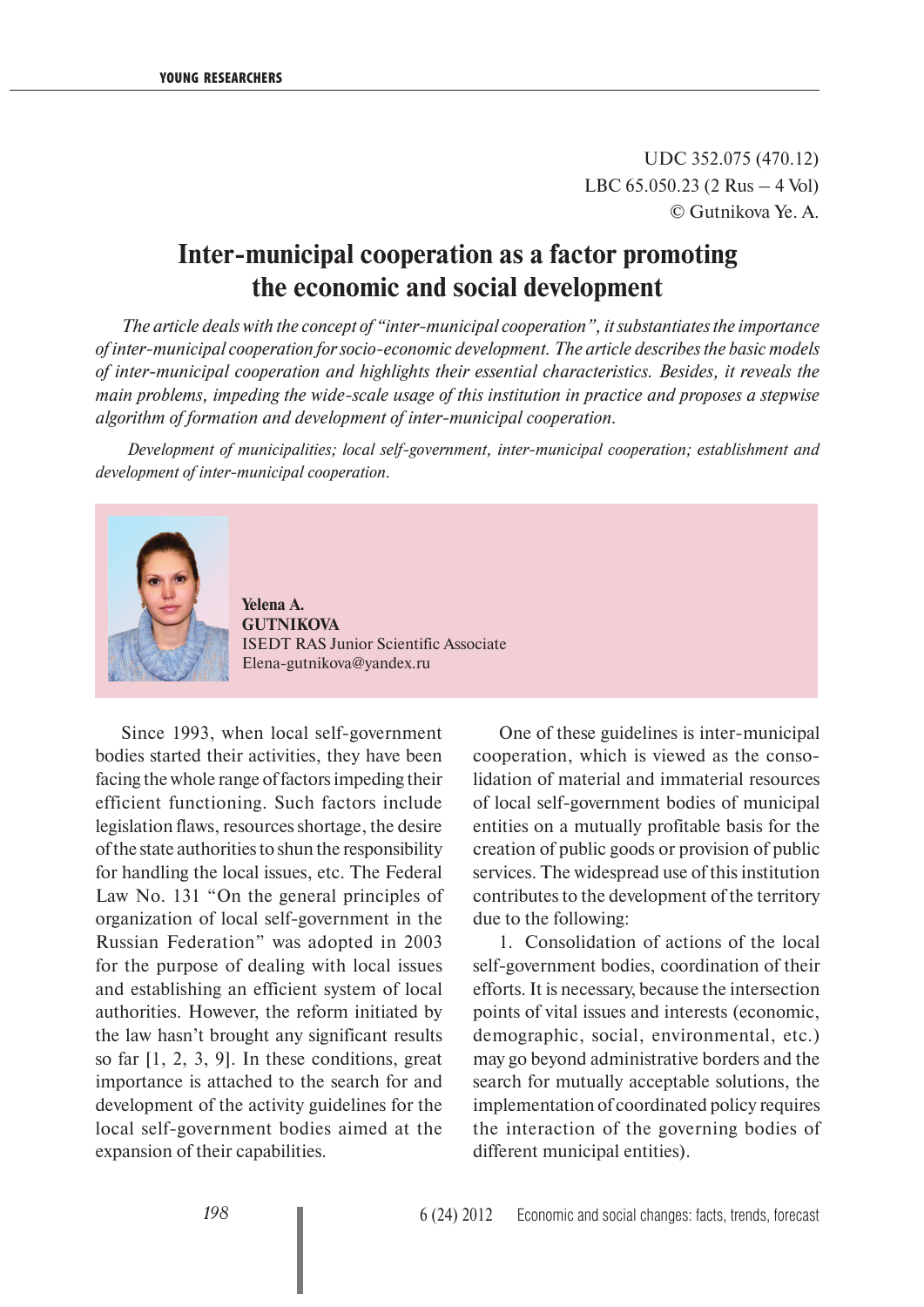UDC 352.075 (470.12)
LBC 65.050.23 (2 Rus – 4 Vol)
© Gutnikova Ye. A.

# Inter-municipal cooperation as a factor promoting the economic and social development

*The article deals with the concept of "inter-municipal cooperation", it substantiates the importance of inter-municipal cooperation for socio-economic development. The article describes the basic models of inter-municipal cooperation and highlights their essential characteristics. Besides, it reveals the main problems, impeding the wide-scale usage of this institution in practice and proposes a stepwise algorithm of formation and development of inter-municipal cooperation.*

*Development of municipalities; local self-government, inter-municipal cooperation; establishment and development of inter-municipal cooperation.*

**Yelena A. GUTNIKOVA**
ISEDT RAS Junior Scientific Associate
Elena-gutnikova@yandex.ru

Since 1993, when local self-government bodies started their activities, they have been facing the whole range of factors impeding their efficient functioning. Such factors include legislation flaws, resources shortage, the desire of the state authorities to shun the responsibility for handling the local issues, etc. The Federal Law No. 131 "On the general principles of organization of local self-government in the Russian Federation" was adopted in 2003 for the purpose of dealing with local issues and establishing an efficient system of local authorities. However, the reform initiated by the law hasn't brought any significant results so far [1, 2, 3, 9]. In these conditions, great importance is attached to the search for and development of the activity guidelines for the local self-government bodies aimed at the expansion of their capabilities.

One of these guidelines is inter-municipal cooperation, which is viewed as the consolidation of material and immaterial resources of local self-government bodies of municipal entities on a mutually profitable basis for the creation of public goods or provision of public services. The widespread use of this institution contributes to the development of the territory due to the following:

1. Consolidation of actions of the local self-government bodies, coordination of their efforts. It is necessary, because the intersection points of vital issues and interests (economic, demographic, social, environmental, etc.) may go beyond administrative borders and the search for mutually acceptable solutions, the implementation of coordinated policy requires the interaction of the governing bodies of different municipal entities).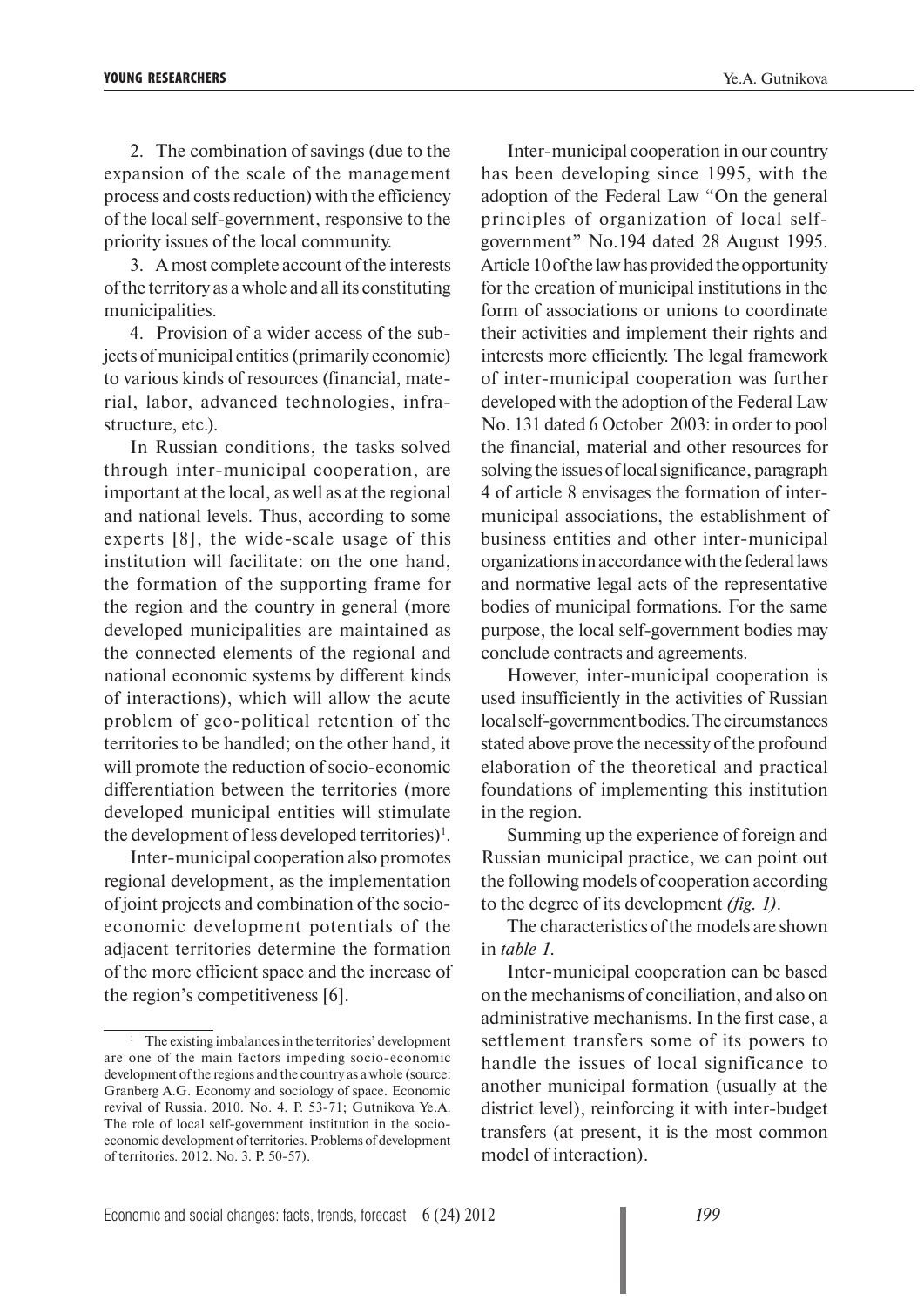2. The combination of savings (due to the expansion of the scale of the management process and costs reduction) with the efficiency of the local self-government, responsive to the priority issues of the local community.

3. A most complete account of the interests of the territory as a whole and all its constituting municipalities.

4. Provision of a wider access of the subjects of municipal entities (primarily economic) to various kinds of resources (financial, material, labor, advanced technologies, infrastructure, etc.).

In Russian conditions, the tasks solved through inter-municipal cooperation, are important at the local, as well as at the regional and national levels. Thus, according to some experts [8], the wide-scale usage of this institution will facilitate: on the one hand, the formation of the supporting frame for the region and the country in general (more developed municipalities are maintained as the connected elements of the regional and national economic systems by different kinds of interactions), which will allow the acute problem of geo-political retention of the territories to be handled; on the other hand, it will promote the reduction of socio-economic differentiation between the territories (more developed municipal entities will stimulate the development of less developed territories)[1].

Inter-municipal cooperation also promotes regional development, as the implementation of joint projects and combination of the socio-economic development potentials of the adjacent territories determine the formation of the more efficient space and the increase of the region's competitiveness [6].

Inter-municipal cooperation in our country has been developing since 1995, with the adoption of the Federal Law "On the general principles of organization of local self-government" No.194 dated 28 August 1995. Article 10 of the law has provided the opportunity for the creation of municipal institutions in the form of associations or unions to coordinate their activities and implement their rights and interests more efficiently. The legal framework of inter-municipal cooperation was further developed with the adoption of the Federal Law No. 131 dated 6 October 2003: in order to pool the financial, material and other resources for solving the issues of local significance, paragraph 4 of article 8 envisages the formation of inter-municipal associations, the establishment of business entities and other inter-municipal organizations in accordance with the federal laws and normative legal acts of the representative bodies of municipal formations. For the same purpose, the local self-government bodies may conclude contracts and agreements.

However, inter-municipal cooperation is used insufficiently in the activities of Russian local self-government bodies. The circumstances stated above prove the necessity of the profound elaboration of the theoretical and practical foundations of implementing this institution in the region.

Summing up the experience of foreign and Russian municipal practice, we can point out the following models of cooperation according to the degree of its development *(fig. 1)*.

The characteristics of the models are shown in *table 1*.

Inter-municipal cooperation can be based on the mechanisms of conciliation, and also on administrative mechanisms. In the first case, a settlement transfers some of its powers to handle the issues of local significance to another municipal formation (usually at the district level), reinforcing it with inter-budget transfers (at present, it is the most common model of interaction).

[1] The existing imbalances in the territories' development are one of the main factors impeding socio-economic development of the regions and the country as a whole (source: Granberg A.G. Economy and sociology of space. Economic revival of Russia. 2010. No. 4. P. 53-71; Gutnikova Ye.A. The role of local self-government institution in the socio-economic development of territories. Problems of development of territories. 2012. No. 3. P. 50-57).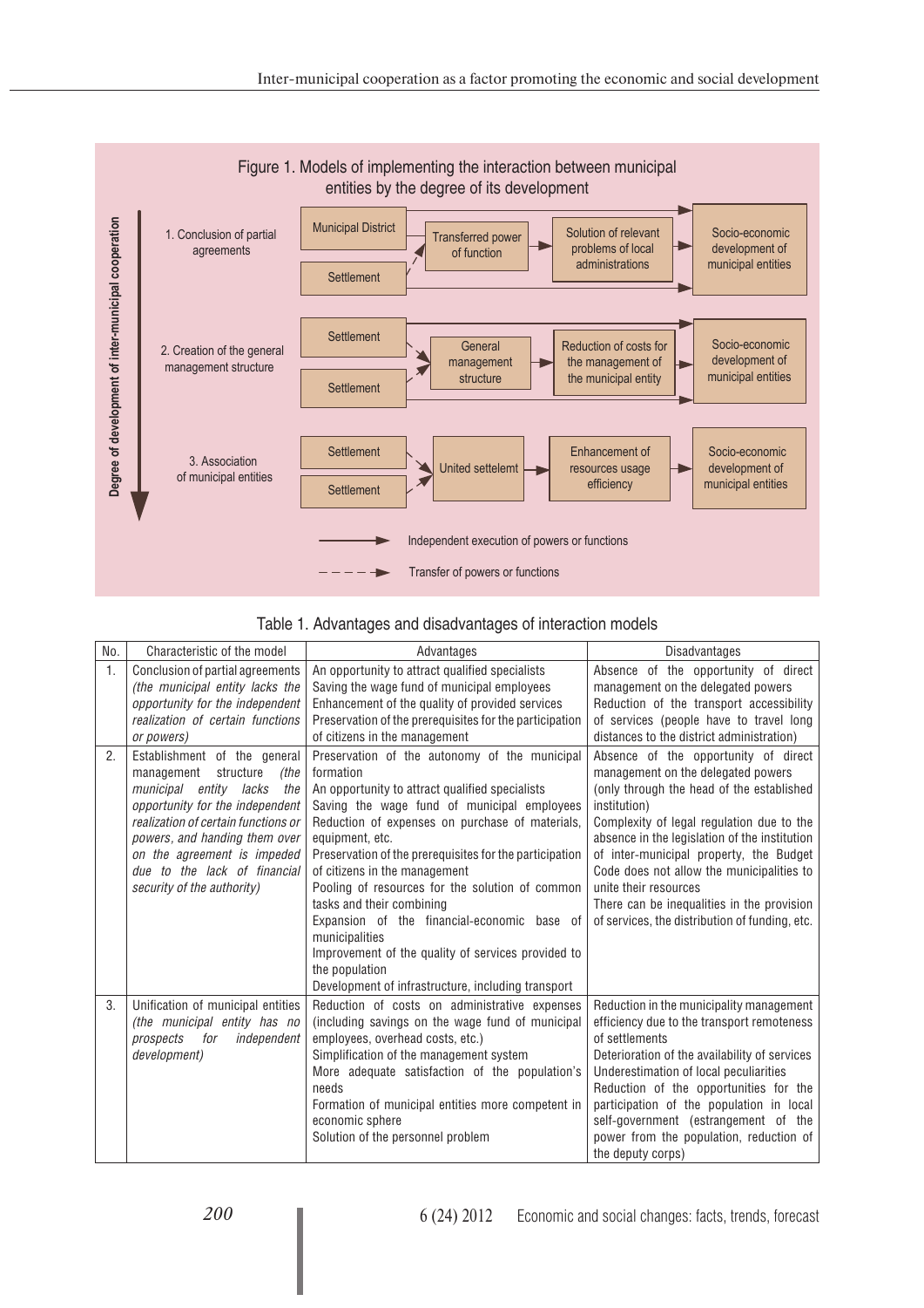Figure 1. Models of implementing the interaction between municipal entities by the degree of its development

Degree of development of inter-municipal cooperation

1. Conclusion of partial agreements: Municipal District, Settlement → Transferred power of function → Solution of relevant problems of local administrations → Socio-economic development of municipal entities

2. Creation of the general management structure: Settlement, Settlement → General management structure → Reduction of costs for the management of the municipal entity → Socio-economic development of municipal entities

3. Association of municipal entities: Settlement, Settlement → United settelemt → Enhancement of resources usage efficiency → Socio-economic development of municipal entities

Independent execution of powers or functions (solid arrow)

Transfer of powers or functions (dashed arrow)

Table 1. Advantages and disadvantages of interaction models

| No. | Characteristic of the model | Advantages | Disadvantages |
|---|---|---|---|
| 1. | Conclusion of partial agreements *(the municipal entity lacks the opportunity for the independent realization of certain functions or powers)* | An opportunity to attract qualified specialists<br>Saving the wage fund of municipal employees<br>Enhancement of the quality of provided services<br>Preservation of the prerequisites for the participation of citizens in the management | Absence of the opportunity of direct management on the delegated powers<br>Reduction of the transport accessibility of services (people have to travel long distances to the district administration) |
| 2. | Establishment of the general management structure *(the municipal entity lacks the opportunity for the independent realization of certain functions or powers, and handing them over on the agreement is impeded due to the lack of financial security of the authority)* | Preservation of the autonomy of the municipal formation<br>An opportunity to attract qualified specialists<br>Saving the wage fund of municipal employees<br>Reduction of expenses on purchase of materials, equipment, etc.<br>Preservation of the prerequisites for the participation of citizens in the management<br>Pooling of resources for the solution of common tasks and their combining<br>Expansion of the financial-economic base of municipalities<br>Improvement of the quality of services provided to the population<br>Development of infrastructure, including transport | Absence of the opportunity of direct management on the delegated powers (only through the head of the established institution)<br>Complexity of legal regulation due to the absence in the legislation of the institution of inter-municipal property, the Budget Code does not allow the municipalities to unite their resources<br>There can be inequalities in the provision of services, the distribution of funding, etc. |
| 3. | Unification of municipal entities *(the municipal entity has no prospects for independent development)* | Reduction of costs on administrative expenses (including savings on the wage fund of municipal employees, overhead costs, etc.)<br>Simplification of the management system<br>More adequate satisfaction of the population's needs<br>Formation of municipal entities more competent in economic sphere<br>Solution of the personnel problem | Reduction in the municipality management efficiency due to the transport remoteness of settlements<br>Deterioration of the availability of services<br>Underestimation of local peculiarities<br>Reduction of the opportunities for the participation of the population in local self-government (estrangement of the power from the population, reduction of the deputy corps) |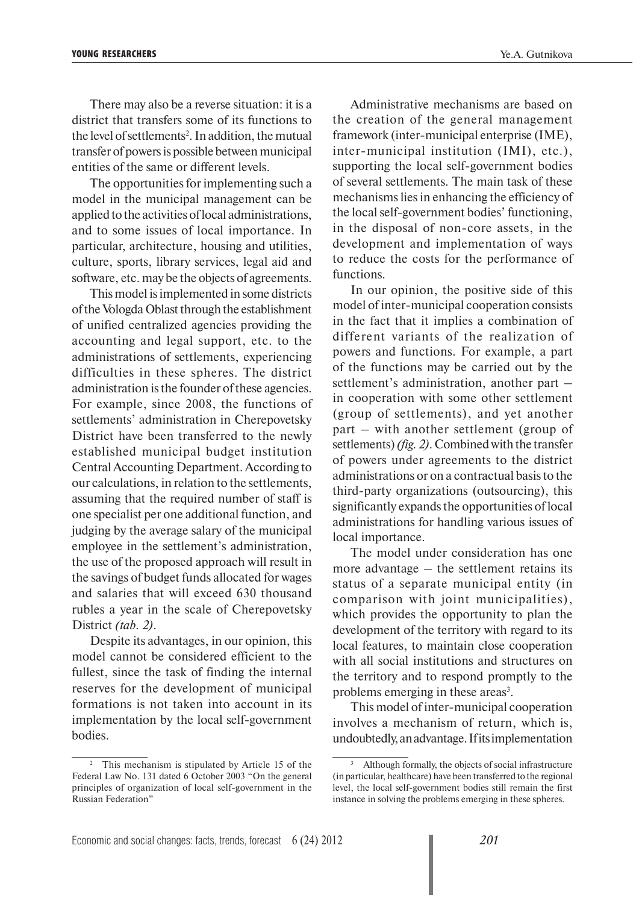There may also be a reverse situation: it is a district that transfers some of its functions to the level of settlements[2]. In addition, the mutual transfer of powers is possible between municipal entities of the same or different levels.

The opportunities for implementing such a model in the municipal management can be applied to the activities of local administrations, and to some issues of local importance. In particular, architecture, housing and utilities, culture, sports, library services, legal aid and software, etc. may be the objects of agreements.

This model is implemented in some districts of the Vologda Oblast through the establishment of unified centralized agencies providing the accounting and legal support, etc. to the administrations of settlements, experiencing difficulties in these spheres. The district administration is the founder of these agencies. For example, since 2008, the functions of settlements' administration in Cherepovetsky District have been transferred to the newly established municipal budget institution Central Accounting Department. According to our calculations, in relation to the settlements, assuming that the required number of staff is one specialist per one additional function, and judging by the average salary of the municipal employee in the settlement's administration, the use of the proposed approach will result in the savings of budget funds allocated for wages and salaries that will exceed 630 thousand rubles a year in the scale of Cherepovetsky District *(tab. 2)*.

Despite its advantages, in our opinion, this model cannot be considered efficient to the fullest, since the task of finding the internal reserves for the development of municipal formations is not taken into account in its implementation by the local self-government bodies.

Administrative mechanisms are based on the creation of the general management framework (inter-municipal enterprise (IME), inter-municipal institution (IMI), etc.), supporting the local self-government bodies of several settlements. The main task of these mechanisms lies in enhancing the efficiency of the local self-government bodies' functioning, in the disposal of non-core assets, in the development and implementation of ways to reduce the costs for the performance of functions.

In our opinion, the positive side of this model of inter-municipal cooperation consists in the fact that it implies a combination of different variants of the realization of powers and functions. For example, a part of the functions may be carried out by the settlement's administration, another part – in cooperation with some other settlement (group of settlements), and yet another part – with another settlement (group of settlements) *(fig. 2)*. Combined with the transfer of powers under agreements to the district administrations or on a contractual basis to the third-party organizations (outsourcing), this significantly expands the opportunities of local administrations for handling various issues of local importance.

The model under consideration has one more advantage – the settlement retains its status of a separate municipal entity (in comparison with joint municipalities), which provides the opportunity to plan the development of the territory with regard to its local features, to maintain close cooperation with all social institutions and structures on the territory and to respond promptly to the problems emerging in these areas[3].

This model of inter-municipal cooperation involves a mechanism of return, which is, undoubtedly, an advantage. If its implementation

---

[2] This mechanism is stipulated by Article 15 of the Federal Law No. 131 dated 6 October 2003 "On the general principles of organization of local self-government in the Russian Federation"

[3] Although formally, the objects of social infrastructure (in particular, healthcare) have been transferred to the regional level, the local self-government bodies still remain the first instance in solving the problems emerging in these spheres.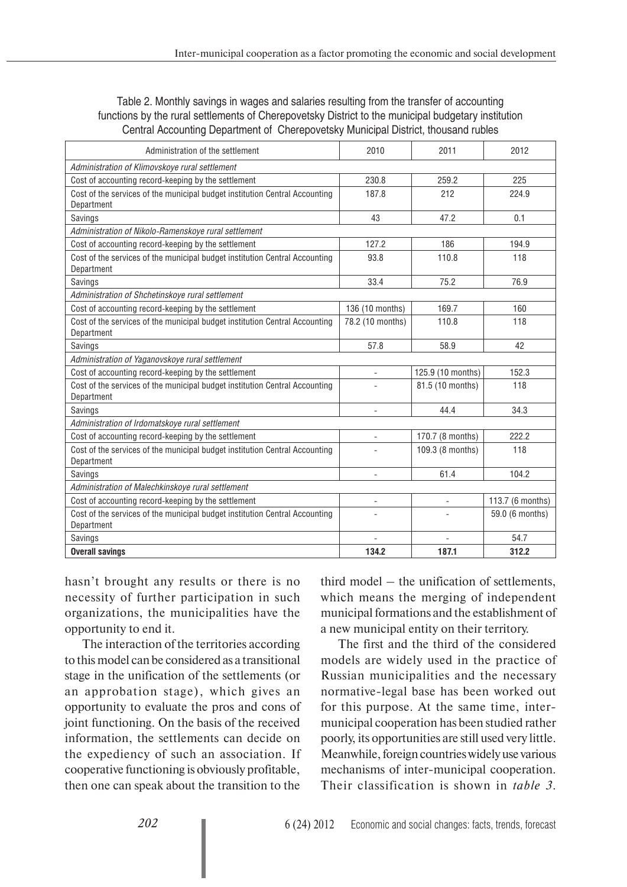Table 2. Monthly savings in wages and salaries resulting from the transfer of accounting functions by the rural settlements of Cherepovetsky District to the municipal budgetary institution Central Accounting Department of Cherepovetsky Municipal District, thousand rubles

| Administration of the settlement | 2010 | 2011 | 2012 |
|---|---|---|---|
| *Administration of Klimovskoye rural settlement* | | | |
| Cost of accounting record-keeping by the settlement | 230.8 | 259.2 | 225 |
| Cost of the services of the municipal budget institution Central Accounting Department | 187.8 | 212 | 224.9 |
| Savings | 43 | 47.2 | 0.1 |
| *Administration of Nikolo-Ramenskoye rural settlement* | | | |
| Cost of accounting record-keeping by the settlement | 127.2 | 186 | 194.9 |
| Cost of the services of the municipal budget institution Central Accounting Department | 93.8 | 110.8 | 118 |
| Savings | 33.4 | 75.2 | 76.9 |
| *Administration of Shchetinskoye rural settlement* | | | |
| Cost of accounting record-keeping by the settlement | 136 (10 months) | 169.7 | 160 |
| Cost of the services of the municipal budget institution Central Accounting Department | 78.2 (10 months) | 110.8 | 118 |
| Savings | 57.8 | 58.9 | 42 |
| *Administration of Yaganovskoye rural settlement* | | | |
| Cost of accounting record-keeping by the settlement | - | 125.9 (10 months) | 152.3 |
| Cost of the services of the municipal budget institution Central Accounting Department | - | 81.5 (10 months) | 118 |
| Savings | - | 44.4 | 34.3 |
| *Administration of Irdomatskoye rural settlement* | | | |
| Cost of accounting record-keeping by the settlement | - | 170.7 (8 months) | 222.2 |
| Cost of the services of the municipal budget institution Central Accounting Department | - | 109.3 (8 months) | 118 |
| Savings | - | 61.4 | 104.2 |
| *Administration of Malechkinskoye rural settlement* | | | |
| Cost of accounting record-keeping by the settlement | - | - | 113.7 (6 months) |
| Cost of the services of the municipal budget institution Central Accounting Department | - | - | 59.0 (6 months) |
| Savings | - | - | 54.7 |
| **Overall savings** | **134.2** | **187.1** | **312.2** |

hasn't brought any results or there is no necessity of further participation in such organizations, the municipalities have the opportunity to end it.

The interaction of the territories according to this model can be considered as a transitional stage in the unification of the settlements (or an approbation stage), which gives an opportunity to evaluate the pros and cons of joint functioning. On the basis of the received information, the settlements can decide on the expediency of such an association. If cooperative functioning is obviously profitable, then one can speak about the transition to the third model – the unification of settlements, which means the merging of independent municipal formations and the establishment of a new municipal entity on their territory.

The first and the third of the considered models are widely used in the practice of Russian municipalities and the necessary normative-legal base has been worked out for this purpose. At the same time, inter-municipal cooperation has been studied rather poorly, its opportunities are still used very little. Meanwhile, foreign countries widely use various mechanisms of inter-municipal cooperation. Their classification is shown in *table 3*.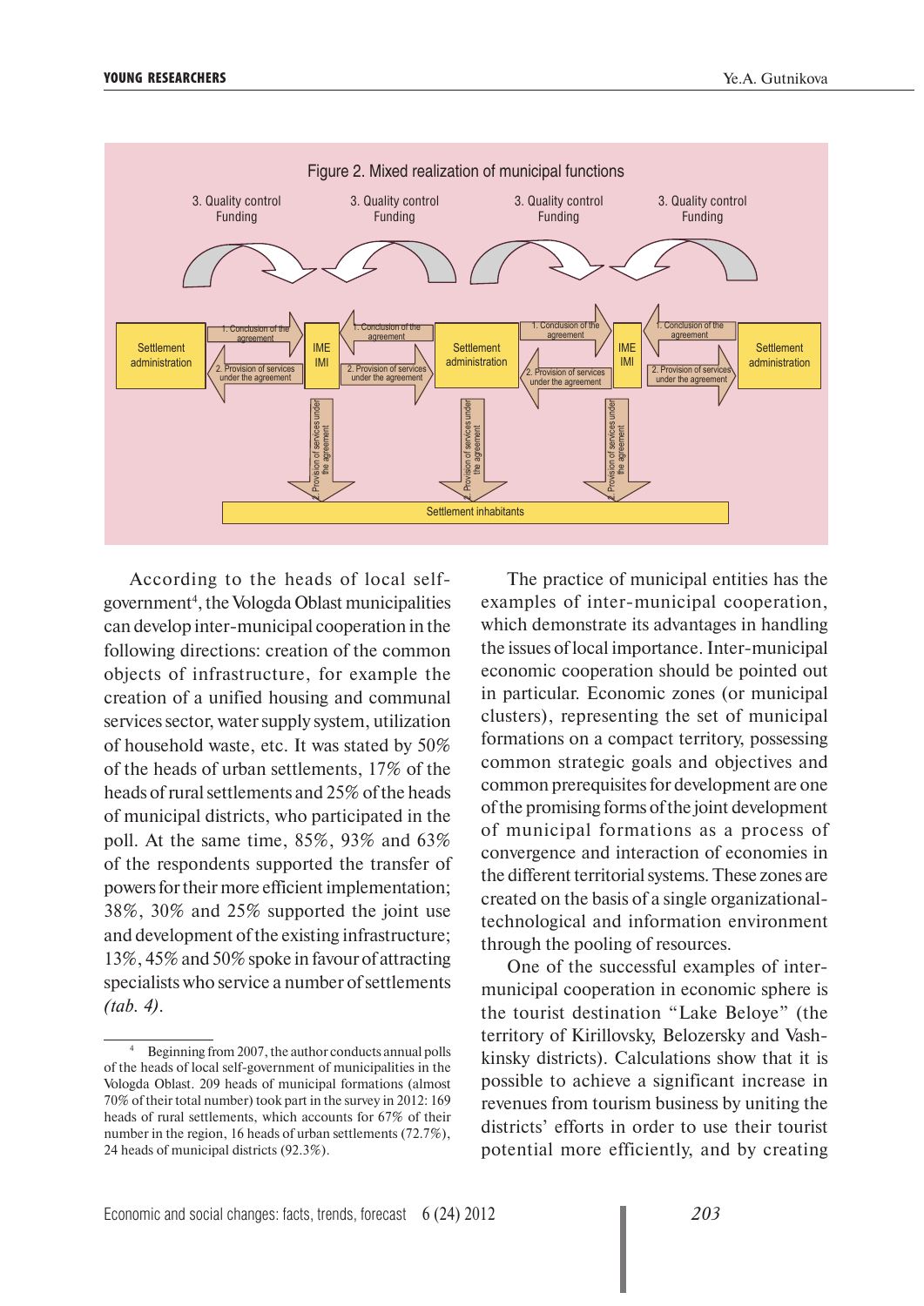Figure 2. Mixed realization of municipal functions

According to the heads of local self-government[4], the Vologda Oblast municipalities can develop inter-municipal cooperation in the following directions: creation of the common objects of infrastructure, for example the creation of a unified housing and communal services sector, water supply system, utilization of household waste, etc. It was stated by 50% of the heads of urban settlements, 17% of the heads of rural settlements and 25% of the heads of municipal districts, who participated in the poll. At the same time, 85%, 93% and 63% of the respondents supported the transfer of powers for their more efficient implementation; 38%, 30% and 25% supported the joint use and development of the existing infrastructure; 13%, 45% and 50% spoke in favour of attracting specialists who service a number of settlements *(tab. 4)*.

[4] Beginning from 2007, the author conducts annual polls of the heads of local self-government of municipalities in the Vologda Oblast. 209 heads of municipal formations (almost 70% of their total number) took part in the survey in 2012: 169 heads of rural settlements, which accounts for 67% of their number in the region, 16 heads of urban settlements (72.7%), 24 heads of municipal districts (92.3%).

The practice of municipal entities has the examples of inter-municipal cooperation, which demonstrate its advantages in handling the issues of local importance. Inter-municipal economic cooperation should be pointed out in particular. Economic zones (or municipal clusters), representing the set of municipal formations on a compact territory, possessing common strategic goals and objectives and common prerequisites for development are one of the promising forms of the joint development of municipal formations as a process of convergence and interaction of economies in the different territorial systems. These zones are created on the basis of a single organizational-technological and information environment through the pooling of resources.

One of the successful examples of inter-municipal cooperation in economic sphere is the tourist destination "Lake Beloye" (the territory of Kirillovsky, Belozersky and Vashkinsky districts). Calculations show that it is possible to achieve a significant increase in revenues from tourism business by uniting the districts' efforts in order to use their tourist potential more efficiently, and by creating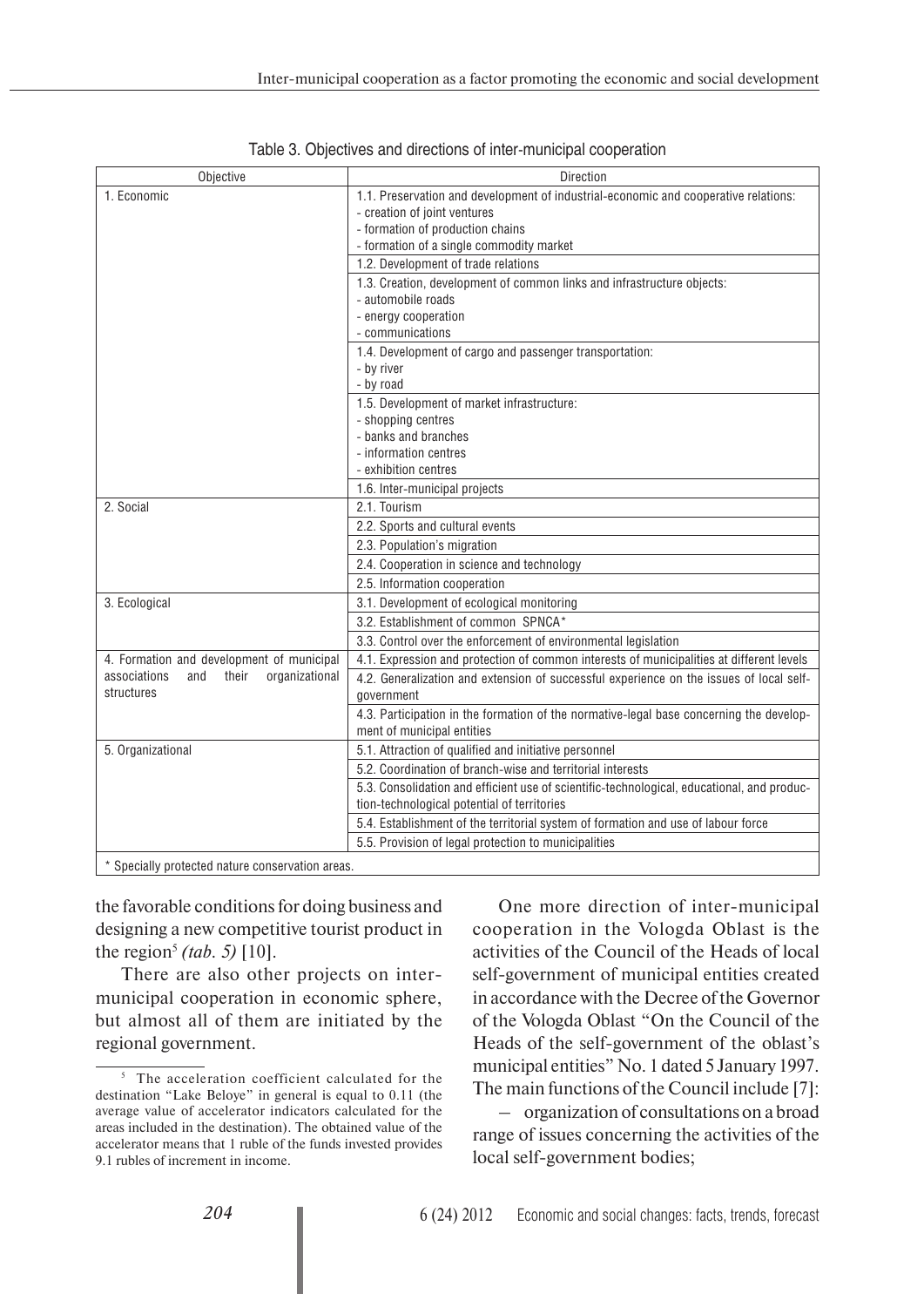Table 3. Objectives and directions of inter-municipal cooperation

| Objective | Direction |
|---|---|
| 1. Economic | 1.1. Preservation and development of industrial-economic and cooperative relations:<br>- creation of joint ventures<br>- formation of production chains<br>- formation of a single commodity market |
| | 1.2. Development of trade relations |
| | 1.3. Creation, development of common links and infrastructure objects:<br>- automobile roads<br>- energy cooperation<br>- communications |
| | 1.4. Development of cargo and passenger transportation:<br>- by river<br>- by road |
| | 1.5. Development of market infrastructure:<br>- shopping centres<br>- banks and branches<br>- information centres<br>- exhibition centres |
| | 1.6. Inter-municipal projects |
| 2. Social | 2.1. Tourism |
| | 2.2. Sports and cultural events |
| | 2.3. Population's migration |
| | 2.4. Cooperation in science and technology |
| | 2.5. Information cooperation |
| 3. Ecological | 3.1. Development of ecological monitoring |
| | 3.2. Establishment of common SPNCA* |
| | 3.3. Control over the enforcement of environmental legislation |
| 4. Formation and development of municipal associations and their organizational structures | 4.1. Expression and protection of common interests of municipalities at different levels |
| | 4.2. Generalization and extension of successful experience on the issues of local self-government |
| | 4.3. Participation in the formation of the normative-legal base concerning the development of municipal entities |
| 5. Organizational | 5.1. Attraction of qualified and initiative personnel |
| | 5.2. Coordination of branch-wise and territorial interests |
| | 5.3. Consolidation and efficient use of scientific-technological, educational, and production-technological potential of territories |
| | 5.4. Establishment of the territorial system of formation and use of labour force |
| | 5.5. Provision of legal protection to municipalities |

\* Specially protected nature conservation areas.

the favorable conditions for doing business and designing a new competitive tourist product in the region[5] *(tab. 5)* [10].

There are also other projects on inter-municipal cooperation in economic sphere, but almost all of them are initiated by the regional government.

One more direction of inter-municipal cooperation in the Vologda Oblast is the activities of the Council of the Heads of local self-government of municipal entities created in accordance with the Decree of the Governor of the Vologda Oblast "On the Council of the Heads of the self-government of the oblast's municipal entities" No. 1 dated 5 January 1997. The main functions of the Council include [7]:

– organization of consultations on a broad range of issues concerning the activities of the local self-government bodies;

[5] The acceleration coefficient calculated for the destination "Lake Beloye" in general is equal to 0.11 (the average value of accelerator indicators calculated for the areas included in the destination). The obtained value of the accelerator means that 1 ruble of the funds invested provides 9.1 rubles of increment in income.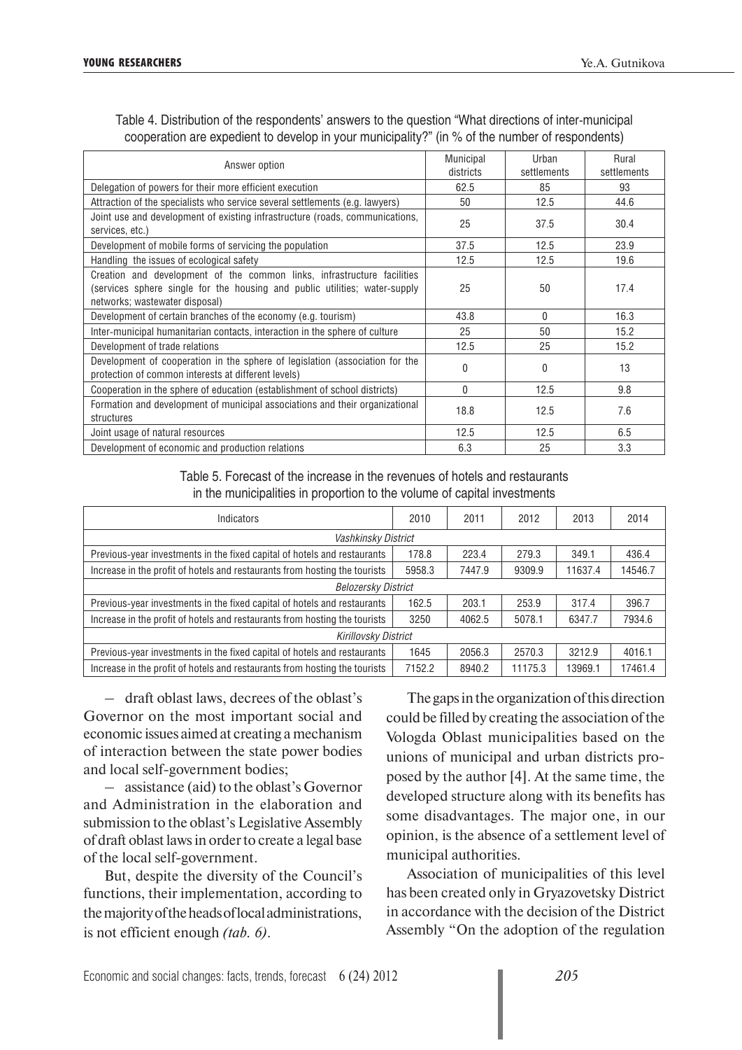Table 4. Distribution of the respondents' answers to the question "What directions of inter-municipal cooperation are expedient to develop in your municipality?" (in % of the number of respondents)

| Answer option | Municipal districts | Urban settlements | Rural settlements |
|---|---|---|---|
| Delegation of powers for their more efficient execution | 62.5 | 85 | 93 |
| Attraction of the specialists who service several settlements (e.g. lawyers) | 50 | 12.5 | 44.6 |
| Joint use and development of existing infrastructure (roads, communications, services, etc.) | 25 | 37.5 | 30.4 |
| Development of mobile forms of servicing the population | 37.5 | 12.5 | 23.9 |
| Handling the issues of ecological safety | 12.5 | 12.5 | 19.6 |
| Creation and development of the common links, infrastructure facilities (services sphere single for the housing and public utilities; water-supply networks; wastewater disposal) | 25 | 50 | 17.4 |
| Development of certain branches of the economy (e.g. tourism) | 43.8 | 0 | 16.3 |
| Inter-municipal humanitarian contacts, interaction in the sphere of culture | 25 | 50 | 15.2 |
| Development of trade relations | 12.5 | 25 | 15.2 |
| Development of cooperation in the sphere of legislation (association for the protection of common interests at different levels) | 0 | 0 | 13 |
| Cooperation in the sphere of education (establishment of school districts) | 0 | 12.5 | 9.8 |
| Formation and development of municipal associations and their organizational structures | 18.8 | 12.5 | 7.6 |
| Joint usage of natural resources | 12.5 | 12.5 | 6.5 |
| Development of economic and production relations | 6.3 | 25 | 3.3 |

Table 5. Forecast of the increase in the revenues of hotels and restaurants in the municipalities in proportion to the volume of capital investments

| Indicators | 2010 | 2011 | 2012 | 2013 | 2014 |
|---|---|---|---|---|---|
| *Vashkinsky District* | | | | | |
| Previous-year investments in the fixed capital of hotels and restaurants | 178.8 | 223.4 | 279.3 | 349.1 | 436.4 |
| Increase in the profit of hotels and restaurants from hosting the tourists | 5958.3 | 7447.9 | 9309.9 | 11637.4 | 14546.7 |
| *Belozersky District* | | | | | |
| Previous-year investments in the fixed capital of hotels and restaurants | 162.5 | 203.1 | 253.9 | 317.4 | 396.7 |
| Increase in the profit of hotels and restaurants from hosting the tourists | 3250 | 4062.5 | 5078.1 | 6347.7 | 7934.6 |
| *Kirillovsky District* | | | | | |
| Previous-year investments in the fixed capital of hotels and restaurants | 1645 | 2056.3 | 2570.3 | 3212.9 | 4016.1 |
| Increase in the profit of hotels and restaurants from hosting the tourists | 7152.2 | 8940.2 | 11175.3 | 13969.1 | 17461.4 |

– draft oblast laws, decrees of the oblast's Governor on the most important social and economic issues aimed at creating a mechanism of interaction between the state power bodies and local self-government bodies;

– assistance (aid) to the oblast's Governor and Administration in the elaboration and submission to the oblast's Legislative Assembly of draft oblast laws in order to create a legal base of the local self-government.

But, despite the diversity of the Council's functions, their implementation, according to the majority of the heads of local administrations, is not efficient enough *(tab. 6)*.

The gaps in the organization of this direction could be filled by creating the association of the Vologda Oblast municipalities based on the unions of municipal and urban districts proposed by the author [4]. At the same time, the developed structure along with its benefits has some disadvantages. The major one, in our opinion, is the absence of a settlement level of municipal authorities.

Association of municipalities of this level has been created only in Gryazovetsky District in accordance with the decision of the District Assembly "On the adoption of the regulation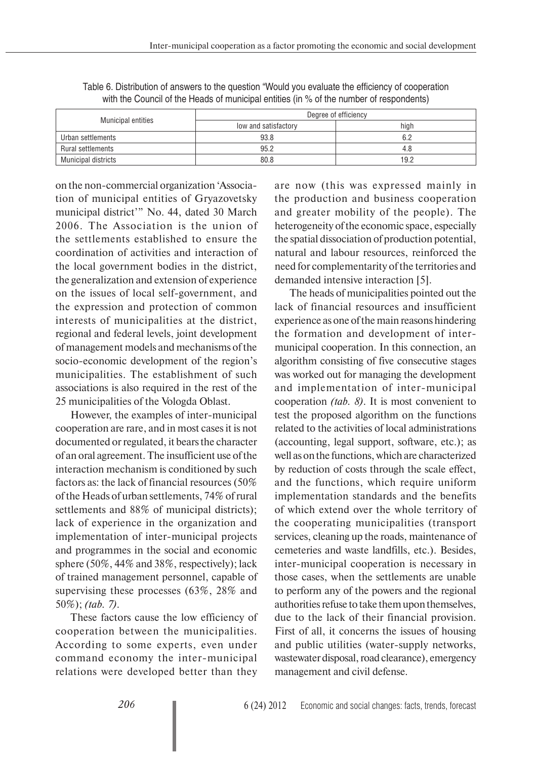Table 6. Distribution of answers to the question "Would you evaluate the efficiency of cooperation with the Council of the Heads of municipal entities (in % of the number of respondents)

| Municipal entities | Degree of efficiency | |
|---|---|---|
| | low and satisfactory | high |
| Urban settlements | 93.8 | 6.2 |
| Rural settlements | 95.2 | 4.8 |
| Municipal districts | 80.8 | 19.2 |

on the non-commercial organization 'Association of municipal entities of Gryazovetsky municipal district'" No. 44, dated 30 March 2006. The Association is the union of the settlements established to ensure the coordination of activities and interaction of the local government bodies in the district, the generalization and extension of experience on the issues of local self-government, and the expression and protection of common interests of municipalities at the district, regional and federal levels, joint development of management models and mechanisms of the socio-economic development of the region's municipalities. The establishment of such associations is also required in the rest of the 25 municipalities of the Vologda Oblast.

However, the examples of inter-municipal cooperation are rare, and in most cases it is not documented or regulated, it bears the character of an oral agreement. The insufficient use of the interaction mechanism is conditioned by such factors as: the lack of financial resources (50% of the Heads of urban settlements, 74% of rural settlements and 88% of municipal districts); lack of experience in the organization and implementation of inter-municipal projects and programmes in the social and economic sphere (50%, 44% and 38%, respectively); lack of trained management personnel, capable of supervising these processes (63%, 28% and 50%); *(tab. 7)*.

These factors cause the low efficiency of cooperation between the municipalities. According to some experts, even under command economy the inter-municipal relations were developed better than they are now (this was expressed mainly in the production and business cooperation and greater mobility of the people). The heterogeneity of the economic space, especially the spatial dissociation of production potential, natural and labour resources, reinforced the need for complementarity of the territories and demanded intensive interaction [5].

The heads of municipalities pointed out the lack of financial resources and insufficient experience as one of the main reasons hindering the formation and development of inter-municipal cooperation. In this connection, an algorithm consisting of five consecutive stages was worked out for managing the development and implementation of inter-municipal cooperation *(tab. 8)*. It is most convenient to test the proposed algorithm on the functions related to the activities of local administrations (accounting, legal support, software, etc.); as well as on the functions, which are characterized by reduction of costs through the scale effect, and the functions, which require uniform implementation standards and the benefits of which extend over the whole territory of the cooperating municipalities (transport services, cleaning up the roads, maintenance of cemeteries and waste landfills, etc.). Besides, inter-municipal cooperation is necessary in those cases, when the settlements are unable to perform any of the powers and the regional authorities refuse to take them upon themselves, due to the lack of their financial provision. First of all, it concerns the issues of housing and public utilities (water-supply networks, wastewater disposal, road clearance), emergency management and civil defense.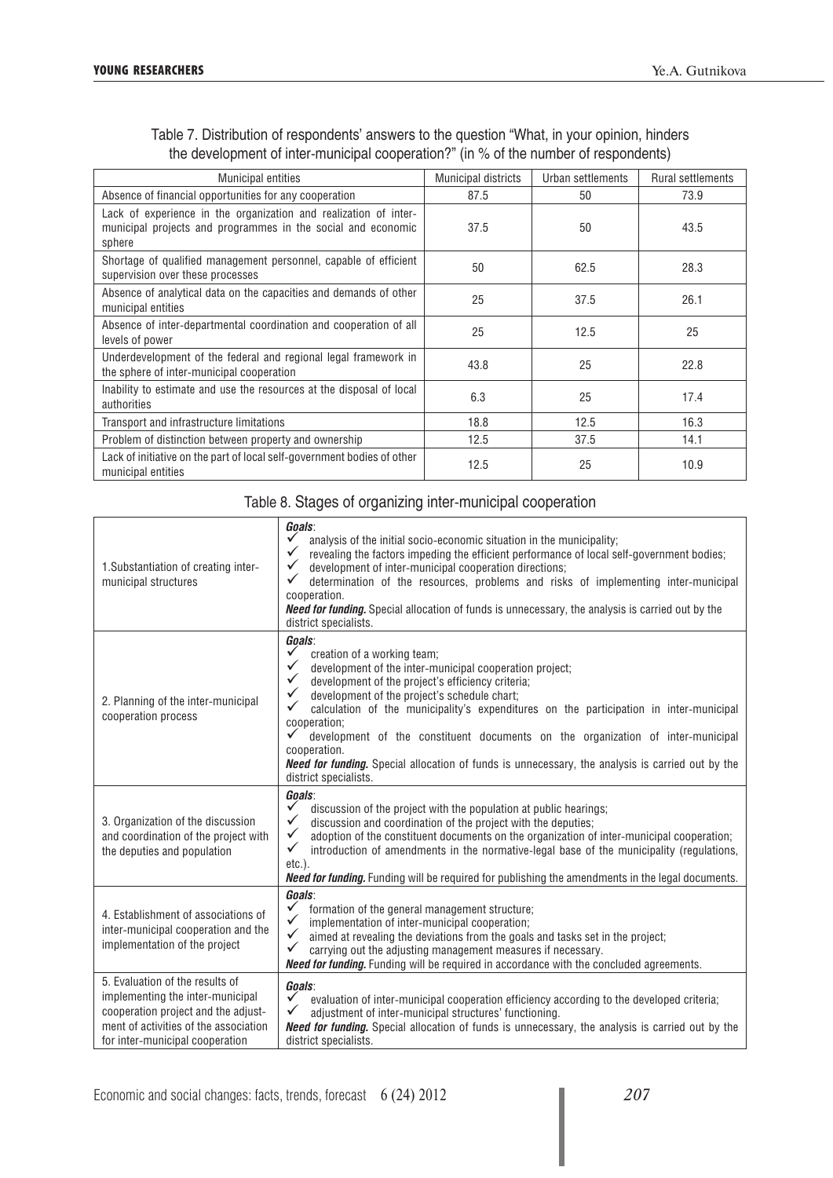Table 7. Distribution of respondents' answers to the question "What, in your opinion, hinders the development of inter-municipal cooperation?" (in % of the number of respondents)

| Municipal entities | Municipal districts | Urban settlements | Rural settlements |
|---|---|---|---|
| Absence of financial opportunities for any cooperation | 87.5 | 50 | 73.9 |
| Lack of experience in the organization and realization of inter-municipal projects and programmes in the social and economic sphere | 37.5 | 50 | 43.5 |
| Shortage of qualified management personnel, capable of efficient supervision over these processes | 50 | 62.5 | 28.3 |
| Absence of analytical data on the capacities and demands of other municipal entities | 25 | 37.5 | 26.1 |
| Absence of inter-departmental coordination and cooperation of all levels of power | 25 | 12.5 | 25 |
| Underdevelopment of the federal and regional legal framework in the sphere of inter-municipal cooperation | 43.8 | 25 | 22.8 |
| Inability to estimate and use the resources at the disposal of local authorities | 6.3 | 25 | 17.4 |
| Transport and infrastructure limitations | 18.8 | 12.5 | 16.3 |
| Problem of distinction between property and ownership | 12.5 | 37.5 | 14.1 |
| Lack of initiative on the part of local self-government bodies of other municipal entities | 12.5 | 25 | 10.9 |

Table 8. Stages of organizing inter-municipal cooperation

| Stage | Goals and need for funding |
|---|---|
| 1.Substantiation of creating inter-municipal structures | ***Goals***: ✓ analysis of the initial socio-economic situation in the municipality; ✓ revealing the factors impeding the efficient performance of local self-government bodies; ✓ development of inter-municipal cooperation directions; ✓ determination of the resources, problems and risks of implementing inter-municipal cooperation. ***Need for funding.*** Special allocation of funds is unnecessary, the analysis is carried out by the district specialists. |
| 2. Planning of the inter-municipal cooperation process | ***Goals***: ✓ creation of a working team; ✓ development of the inter-municipal cooperation project; ✓ development of the project's efficiency criteria; ✓ development of the project's schedule chart; ✓ calculation of the municipality's expenditures on the participation in inter-municipal cooperation; ✓ development of the constituent documents on the organization of inter-municipal cooperation. ***Need for funding.*** Special allocation of funds is unnecessary, the analysis is carried out by the district specialists. |
| 3. Organization of the discussion and coordination of the project with the deputies and population | ***Goals***: ✓ discussion of the project with the population at public hearings; ✓ discussion and coordination of the project with the deputies; ✓ adoption of the constituent documents on the organization of inter-municipal cooperation; ✓ introduction of amendments in the normative-legal base of the municipality (regulations, etc.). ***Need for funding.*** Funding will be required for publishing the amendments in the legal documents. |
| 4. Establishment of associations of inter-municipal cooperation and the implementation of the project | ***Goals***: ✓ formation of the general management structure; ✓ implementation of inter-municipal cooperation; ✓ aimed at revealing the deviations from the goals and tasks set in the project; ✓ carrying out the adjusting management measures if necessary. ***Need for funding.*** Funding will be required in accordance with the concluded agreements. |
| 5. Evaluation of the results of implementing the inter-municipal cooperation project and the adjustment of activities of the association for inter-municipal cooperation | ***Goals***: ✓ evaluation of inter-municipal cooperation efficiency according to the developed criteria; ✓ adjustment of inter-municipal structures' functioning. ***Need for funding.*** Special allocation of funds is unnecessary, the analysis is carried out by the district specialists. |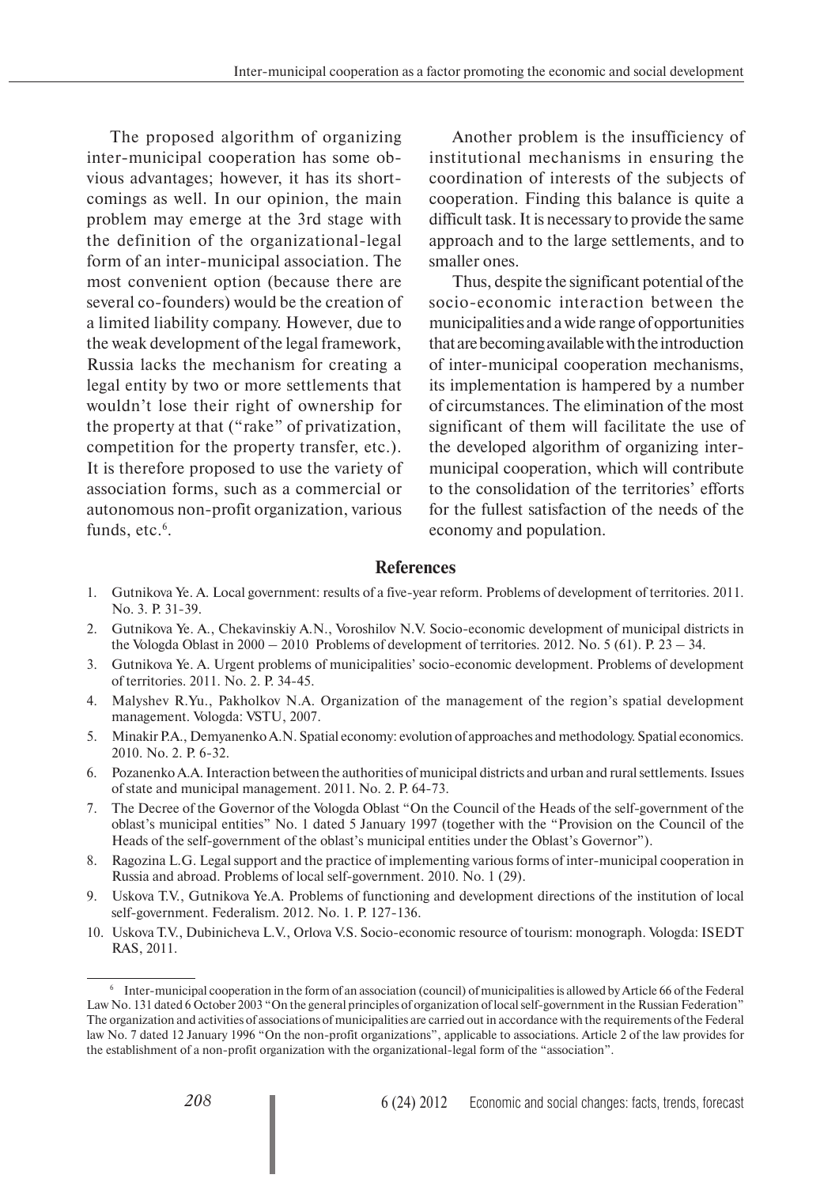The proposed algorithm of organizing inter-municipal cooperation has some obvious advantages; however, it has its shortcomings as well. In our opinion, the main problem may emerge at the 3rd stage with the definition of the organizational-legal form of an inter-municipal association. The most convenient option (because there are several co-founders) would be the creation of a limited liability company. However, due to the weak development of the legal framework, Russia lacks the mechanism for creating a legal entity by two or more settlements that wouldn't lose their right of ownership for the property at that ("rake" of privatization, competition for the property transfer, etc.). It is therefore proposed to use the variety of association forms, such as a commercial or autonomous non-profit organization, various funds, etc.[6].

Another problem is the insufficiency of institutional mechanisms in ensuring the coordination of interests of the subjects of cooperation. Finding this balance is quite a difficult task. It is necessary to provide the same approach and to the large settlements, and to smaller ones.

Thus, despite the significant potential of the socio-economic interaction between the municipalities and a wide range of opportunities that are becoming available with the introduction of inter-municipal cooperation mechanisms, its implementation is hampered by a number of circumstances. The elimination of the most significant of them will facilitate the use of the developed algorithm of organizing inter-municipal cooperation, which will contribute to the consolidation of the territories' efforts for the fullest satisfaction of the needs of the economy and population.

## References

1. Gutnikova Ye. A. Local government: results of a five-year reform. Problems of development of territories. 2011. No. 3. P. 31-39.
2. Gutnikova Ye. A., Chekavinskiy A.N., Voroshilov N.V. Socio-economic development of municipal districts in the Vologda Oblast in 2000 – 2010 Problems of development of territories. 2012. No. 5 (61). P. 23 – 34.
3. Gutnikova Ye. A. Urgent problems of municipalities' socio-economic development. Problems of development of territories. 2011. No. 2. P. 34-45.
4. Malyshev R.Yu., Pakholkov N.A. Organization of the management of the region's spatial development management. Vologda: VSTU, 2007.
5. Minakir P.A., Demyanenko A.N. Spatial economy: evolution of approaches and methodology. Spatial economics. 2010. No. 2. P. 6-32.
6. Pozanenko A.A. Interaction between the authorities of municipal districts and urban and rural settlements. Issues of state and municipal management. 2011. No. 2. P. 64-73.
7. The Decree of the Governor of the Vologda Oblast "On the Council of the Heads of the self-government of the oblast's municipal entities" No. 1 dated 5 January 1997 (together with the "Provision on the Council of the Heads of the self-government of the oblast's municipal entities under the Oblast's Governor").
8. Ragozina L.G. Legal support and the practice of implementing various forms of inter-municipal cooperation in Russia and abroad. Problems of local self-government. 2010. No. 1 (29).
9. Uskova T.V., Gutnikova Ye.A. Problems of functioning and development directions of the institution of local self-government. Federalism. 2012. No. 1. P. 127-136.
10. Uskova T.V., Dubinicheva L.V., Orlova V.S. Socio-economic resource of tourism: monograph. Vologda: ISEDT RAS, 2011.

---

[6] Inter-municipal cooperation in the form of an association (council) of municipalities is allowed by Article 66 of the Federal Law No. 131 dated 6 October 2003 "On the general principles of organization of local self-government in the Russian Federation" The organization and activities of associations of municipalities are carried out in accordance with the requirements of the Federal law No. 7 dated 12 January 1996 "On the non-profit organizations", applicable to associations. Article 2 of the law provides for the establishment of a non-profit organization with the organizational-legal form of the "association".